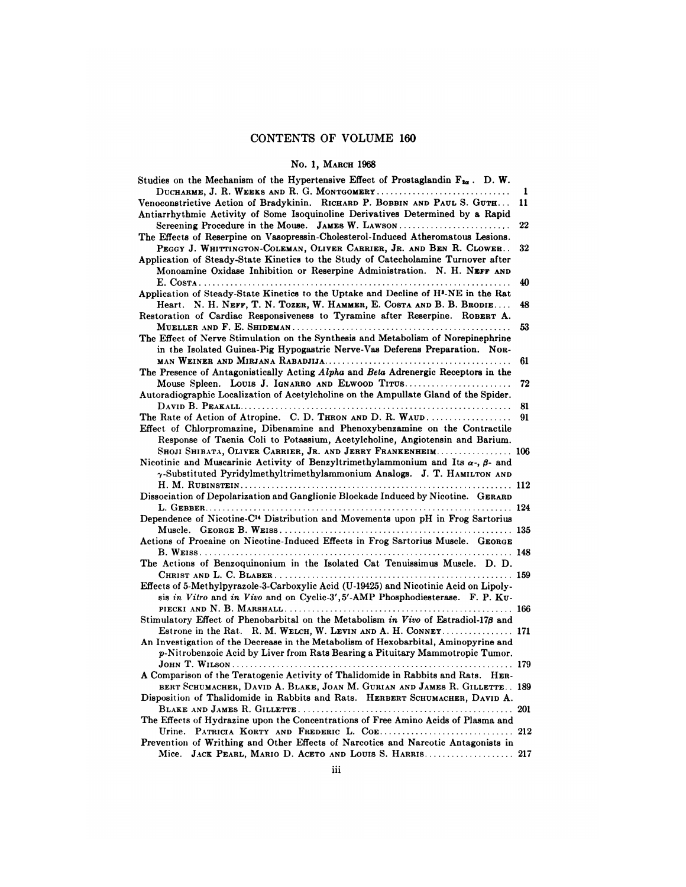# CONTENTS OF VOLUME 160

## No. 1, March 1968

Studies on the Mechanism of the Hypertensive Effect of Prostaglandin $F_{2\alpha}$. D. W. DuCharme, J. R. Weeks and R. G. Montgomery .......... 1

Venoconstrictive Action of Bradykinin. Richard P. Bobbin and Paul S. Guth .......... 11

Antiarrhythmic Activity of Some Isoquinoline Derivatives Determined by a Rapid Screening Procedure in the Mouse. James W. Lawson .......... 22

The Effects of Reserpine on Vasopressin-Cholesterol-Induced Atheromatous Lesions. Peggy J. Whittington-Coleman, Oliver Carrier, Jr. and Ben R. Clower .......... 32

Application of Steady-State Kinetics to the Study of Catecholamine Turnover after Monoamine Oxidase Inhibition or Reserpine Administration. N. H. Neff and E. Costa .......... 40

Application of Steady-State Kinetics to the Uptake and Decline of $H^3$-NE in the Rat Heart. N. H. Neff, T. N. Tozer, W. Hammer, E. Costa and B. B. Brodie .......... 48

Restoration of Cardiac Responsiveness to Tyramine after Reserpine. Robert A. Mueller and F. E. Shideman .......... 53

The Effect of Nerve Stimulation on the Synthesis and Metabolism of Norepinephrine in the Isolated Guinea-Pig Hypogastric Nerve-Vas Deferens Preparation. Norman Weiner and Mirjana Rabadjija .......... 61

The Presence of Antagonistically Acting *Alpha* and *Beta* Adrenergic Receptors in the Mouse Spleen. Louis J. Ignarro and Elwood Titus .......... 72

Autoradiographic Localization of Acetylcholine on the Ampullate Gland of the Spider. David B. Peakall .......... 81

The Rate of Action of Atropine. C. D. Thron and D. R. Waud .......... 91

Effect of Chlorpromazine, Dibenamine and Phenoxybenzamine on the Contractile Response of Taenia Coli to Potassium, Acetylcholine, Angiotensin and Barium. Shoji Shibata, Oliver Carrier, Jr. and Jerry Frankenheim .......... 106

Nicotinic and Muscarinic Activity of Benzyltrimethylammonium and Its $\alpha$-, $\beta$- and $\gamma$-Substituted Pyridylmethyltrimethylammonium Analogs. J. T. Hamilton and H. M. Rubinstein .......... 112

Dissociation of Depolarization and Ganglionic Blockade Induced by Nicotine. Gerard L. Gebber .......... 124

Dependence of Nicotine-$C^{14}$ Distribution and Movements upon pH in Frog Sartorius Muscle. George B. Weiss .......... 135

Actions of Procaine on Nicotine-Induced Effects in Frog Sartorius Muscle. George B. Weiss .......... 148

The Actions of Benzoquinonium in the Isolated Cat Tenuissimus Muscle. D. D. Christ and L. C. Blaber .......... 159

Effects of 5-Methylpyrazole-3-Carboxylic Acid (U-19425) and Nicotinic Acid on Lipolysis *in Vitro* and *in Vivo* and on Cyclic-3′,5′-AMP Phosphodiesterase. F. P. Kupiecki and N. B. Marshall .......... 166

Stimulatory Effect of Phenobarbital on the Metabolism *in Vivo* of Estradiol-17$\beta$ and Estrone in the Rat. R. M. Welch, W. Levin and A. H. Conney .......... 171

An Investigation of the Decrease in the Metabolism of Hexobarbital, Aminopyrine and *p*-Nitrobenzoic Acid by Liver from Rats Bearing a Pituitary Mammotropic Tumor. John T. Wilson .......... 179

A Comparison of the Teratogenic Activity of Thalidomide in Rabbits and Rats. Herbert Schumacher, David A. Blake, Joan M. Gurian and James R. Gillette .......... 189

Disposition of Thalidomide in Rabbits and Rats. Herbert Schumacher, David A. Blake and James R. Gillette .......... 201

The Effects of Hydrazine upon the Concentrations of Free Amino Acids of Plasma and Urine. Patricia Korty and Frederic L. Coe .......... 212

Prevention of Writhing and Other Effects of Narcotics and Narcotic Antagonists in Mice. Jack Pearl, Mario D. Aceto and Louis S. Harris .......... 217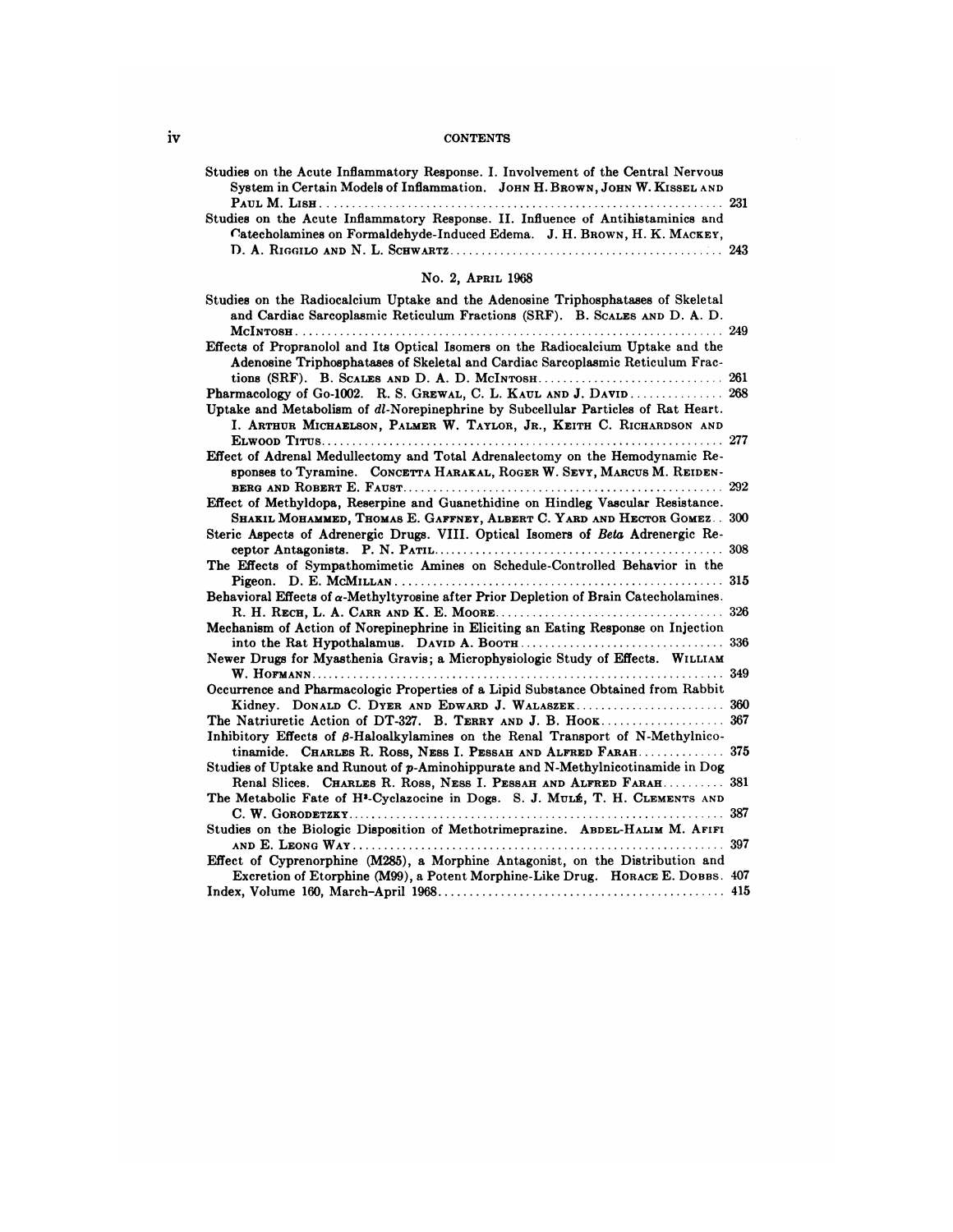Studies on the Acute Inflammatory Response. I. Involvement of the Central Nervous System in Certain Models of Inflammation. John H. Brown, John W. Kissel and Paul M. Lish .......... 231

Studies on the Acute Inflammatory Response. II. Influence of Antihistaminics and Catecholamines on Formaldehyde-Induced Edema. J. H. Brown, H. K. Mackey, D. A. Riggilo and N. L. Schwartz .......... 243

## No. 2, April 1968

Studies on the Radiocalcium Uptake and the Adenosine Triphosphatases of Skeletal and Cardiac Sarcoplasmic Reticulum Fractions (SRF). B. Scales and D. A. D. McIntosh .......... 249

Effects of Propranolol and Its Optical Isomers on the Radiocalcium Uptake and the Adenosine Triphosphatases of Skeletal and Cardiac Sarcoplasmic Reticulum Fractions (SRF). B. Scales and D. A. D. McIntosh .......... 261

Pharmacology of Go-1002. R. S. Grewal, C. L. Kaul and J. David .......... 268

Uptake and Metabolism of *dl*-Norepinephrine by Subcellular Particles of Rat Heart. I. Arthur Michaelson, Palmer W. Taylor, Jr., Keith C. Richardson and Elwood Titus .......... 277

Effect of Adrenal Medullectomy and Total Adrenalectomy on the Hemodynamic Responses to Tyramine. Concetta Harakal, Roger W. Sevy, Marcus M. Reidenberg and Robert E. Faust .......... 292

Effect of Methyldopa, Reserpine and Guanethidine on Hindleg Vascular Resistance. Shakil Mohammed, Thomas E. Gaffney, Albert C. Yard and Hector Gomez .......... 300

Steric Aspects of Adrenergic Drugs. VIII. Optical Isomers of *Beta* Adrenergic Receptor Antagonists. P. N. Patil .......... 308

The Effects of Sympathomimetic Amines on Schedule-Controlled Behavior in the Pigeon. D. E. McMillan .......... 315

Behavioral Effects of $\alpha$-Methyltyrosine after Prior Depletion of Brain Catecholamines. R. H. Rech, L. A. Carr and K. E. Moore .......... 326

Mechanism of Action of Norepinephrine in Eliciting an Eating Response on Injection into the Rat Hypothalamus. David A. Booth .......... 336

Newer Drugs for Myasthenia Gravis; a Microphysiologic Study of Effects. William W. Hofmann .......... 349

Occurrence and Pharmacologic Properties of a Lipid Substance Obtained from Rabbit Kidney. Donald C. Dyer and Edward J. Walaszek .......... 360

The Natriuretic Action of DT-327. B. Terry and J. B. Hook .......... 367

Inhibitory Effects of $\beta$-Haloalkylamines on the Renal Transport of N-Methylnicotinamide. Charles R. Ross, Ness I. Pessah and Alfred Farah .......... 375

Studies of Uptake and Runout of *p*-Aminohippurate and N-Methylnicotinamide in Dog Renal Slices. Charles R. Ross, Ness I. Pessah and Alfred Farah .......... 381

The Metabolic Fate of $H^3$-Cyclazocine in Dogs. S. J. Mulé, T. H. Clements and C. W. Gorodetzky .......... 387

Studies on the Biologic Disposition of Methotrimeprazine. Abdel-Halim M. Afifi and E. Leong Way .......... 397

Effect of Cyprenorphine (M285), a Morphine Antagonist, on the Distribution and Excretion of Etorphine (M99), a Potent Morphine-Like Drug. Horace E. Dobbs. 407

Index, Volume 160, March–April 1968 .......... 415